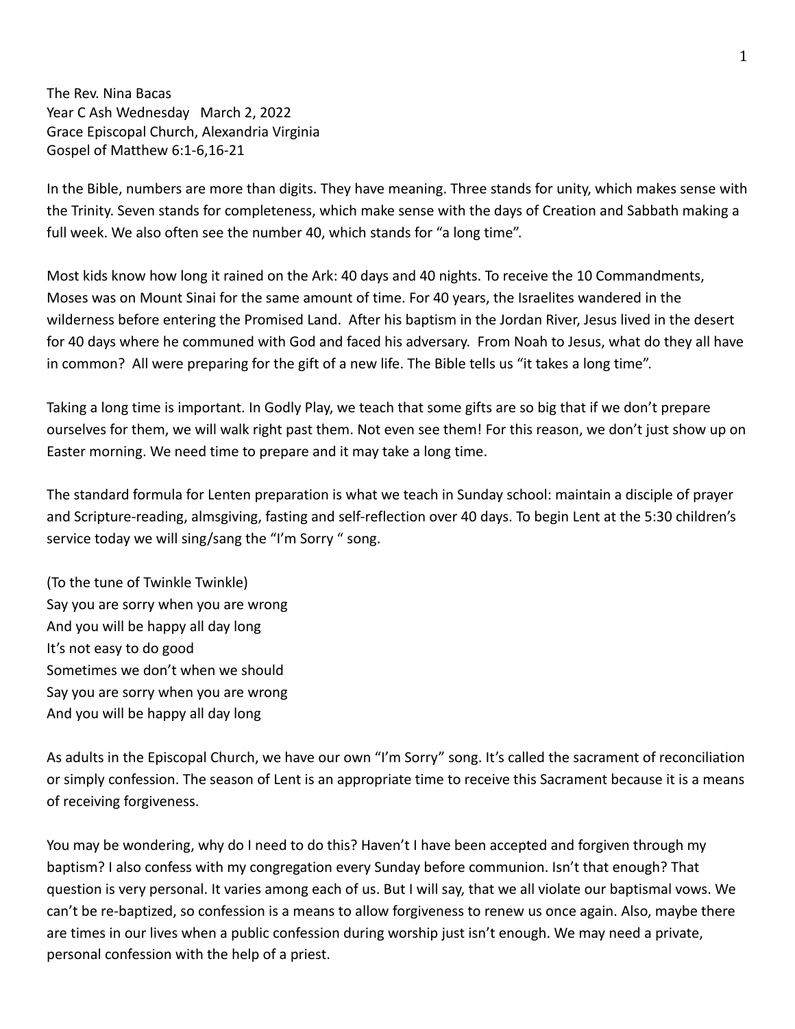The Rev. Nina Bacas
Year C Ash Wednesday   March 2, 2022
Grace Episcopal Church, Alexandria Virginia
Gospel of Matthew 6:1-6,16-21

In the Bible, numbers are more than digits. They have meaning. Three stands for unity, which makes sense with the Trinity. Seven stands for completeness, which make sense with the days of Creation and Sabbath making a full week. We also often see the number 40, which stands for "a long time".

Most kids know how long it rained on the Ark: 40 days and 40 nights. To receive the 10 Commandments, Moses was on Mount Sinai for the same amount of time. For 40 years, the Israelites wandered in the wilderness before entering the Promised Land. After his baptism in the Jordan River, Jesus lived in the desert for 40 days where he communed with God and faced his adversary. From Noah to Jesus, what do they all have in common? All were preparing for the gift of a new life. The Bible tells us "it takes a long time".

Taking a long time is important. In Godly Play, we teach that some gifts are so big that if we don't prepare ourselves for them, we will walk right past them. Not even see them! For this reason, we don't just show up on Easter morning. We need time to prepare and it may take a long time.

The standard formula for Lenten preparation is what we teach in Sunday school: maintain a disciple of prayer and Scripture-reading, almsgiving, fasting and self-reflection over 40 days. To begin Lent at the 5:30 children's service today we will sing/sang the "I'm Sorry " song.

(To the tune of Twinkle Twinkle)
Say you are sorry when you are wrong
And you will be happy all day long
It's not easy to do good
Sometimes we don't when we should
Say you are sorry when you are wrong
And you will be happy all day long

As adults in the Episcopal Church, we have our own "I'm Sorry" song. It's called the sacrament of reconciliation or simply confession. The season of Lent is an appropriate time to receive this Sacrament because it is a means of receiving forgiveness.

You may be wondering, why do I need to do this? Haven't I have been accepted and forgiven through my baptism? I also confess with my congregation every Sunday before communion. Isn't that enough? That question is very personal. It varies among each of us. But I will say, that we all violate our baptismal vows. We can't be re-baptized, so confession is a means to allow forgiveness to renew us once again. Also, maybe there are times in our lives when a public confession during worship just isn't enough. We may need a private, personal confession with the help of a priest.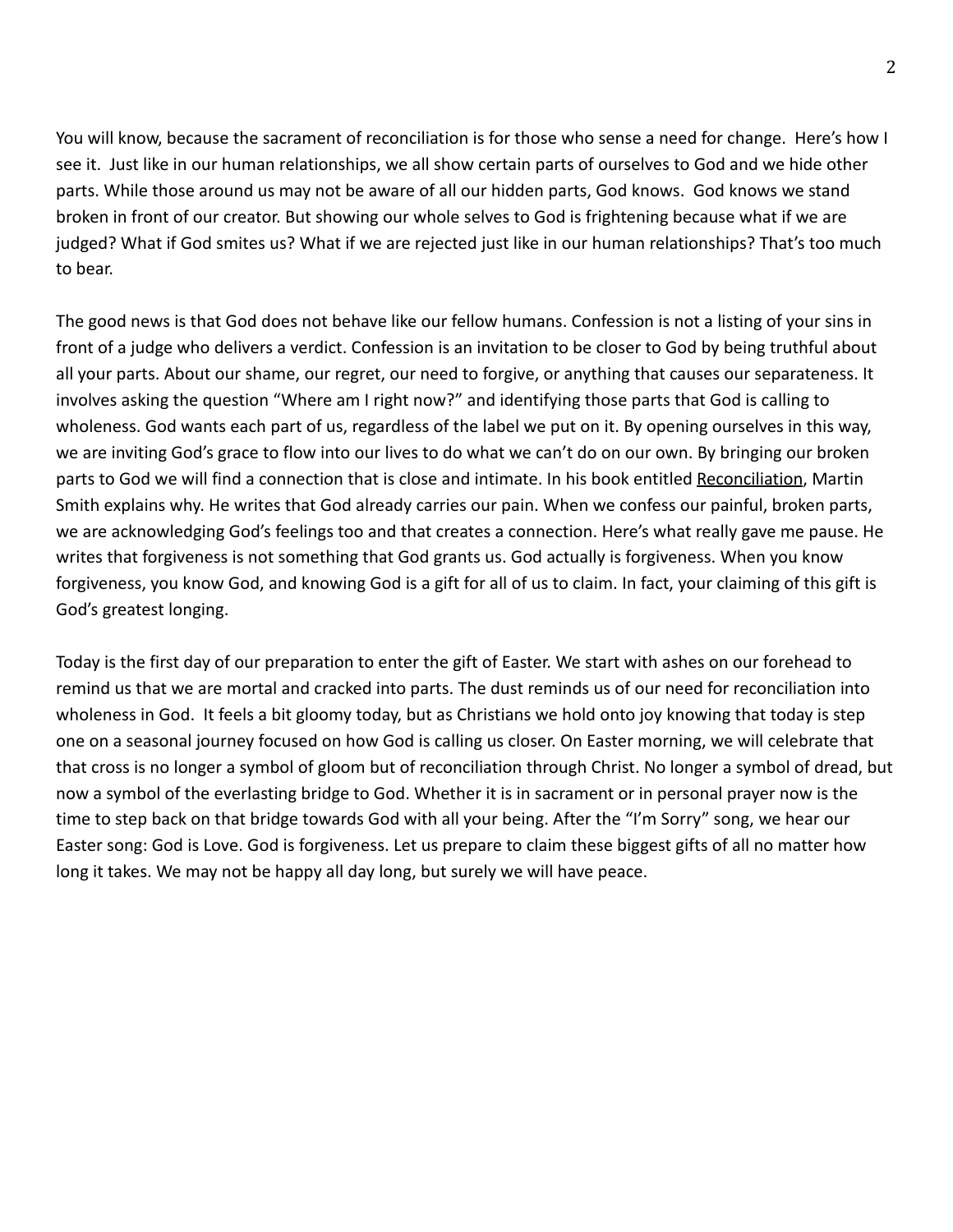You will know, because the sacrament of reconciliation is for those who sense a need for change. Here's how I see it. Just like in our human relationships, we all show certain parts of ourselves to God and we hide other parts. While those around us may not be aware of all our hidden parts, God knows. God knows we stand broken in front of our creator. But showing our whole selves to God is frightening because what if we are judged? What if God smites us? What if we are rejected just like in our human relationships? That's too much to bear.

The good news is that God does not behave like our fellow humans. Confession is not a listing of your sins in front of a judge who delivers a verdict. Confession is an invitation to be closer to God by being truthful about all your parts. About our shame, our regret, our need to forgive, or anything that causes our separateness. It involves asking the question "Where am I right now?" and identifying those parts that God is calling to wholeness. God wants each part of us, regardless of the label we put on it. By opening ourselves in this way, we are inviting God's grace to flow into our lives to do what we can't do on our own. By bringing our broken parts to God we will find a connection that is close and intimate. In his book entitled <u>Reconciliation</u>, Martin Smith explains why. He writes that God already carries our pain. When we confess our painful, broken parts, we are acknowledging God's feelings too and that creates a connection. Here's what really gave me pause. He writes that forgiveness is not something that God grants us. God actually is forgiveness. When you know forgiveness, you know God, and knowing God is a gift for all of us to claim. In fact, your claiming of this gift is God's greatest longing.

Today is the first day of our preparation to enter the gift of Easter. We start with ashes on our forehead to remind us that we are mortal and cracked into parts. The dust reminds us of our need for reconciliation into wholeness in God. It feels a bit gloomy today, but as Christians we hold onto joy knowing that today is step one on a seasonal journey focused on how God is calling us closer. On Easter morning, we will celebrate that that cross is no longer a symbol of gloom but of reconciliation through Christ. No longer a symbol of dread, but now a symbol of the everlasting bridge to God. Whether it is in sacrament or in personal prayer now is the time to step back on that bridge towards God with all your being. After the "I'm Sorry" song, we hear our Easter song: God is Love. God is forgiveness. Let us prepare to claim these biggest gifts of all no matter how long it takes. We may not be happy all day long, but surely we will have peace.